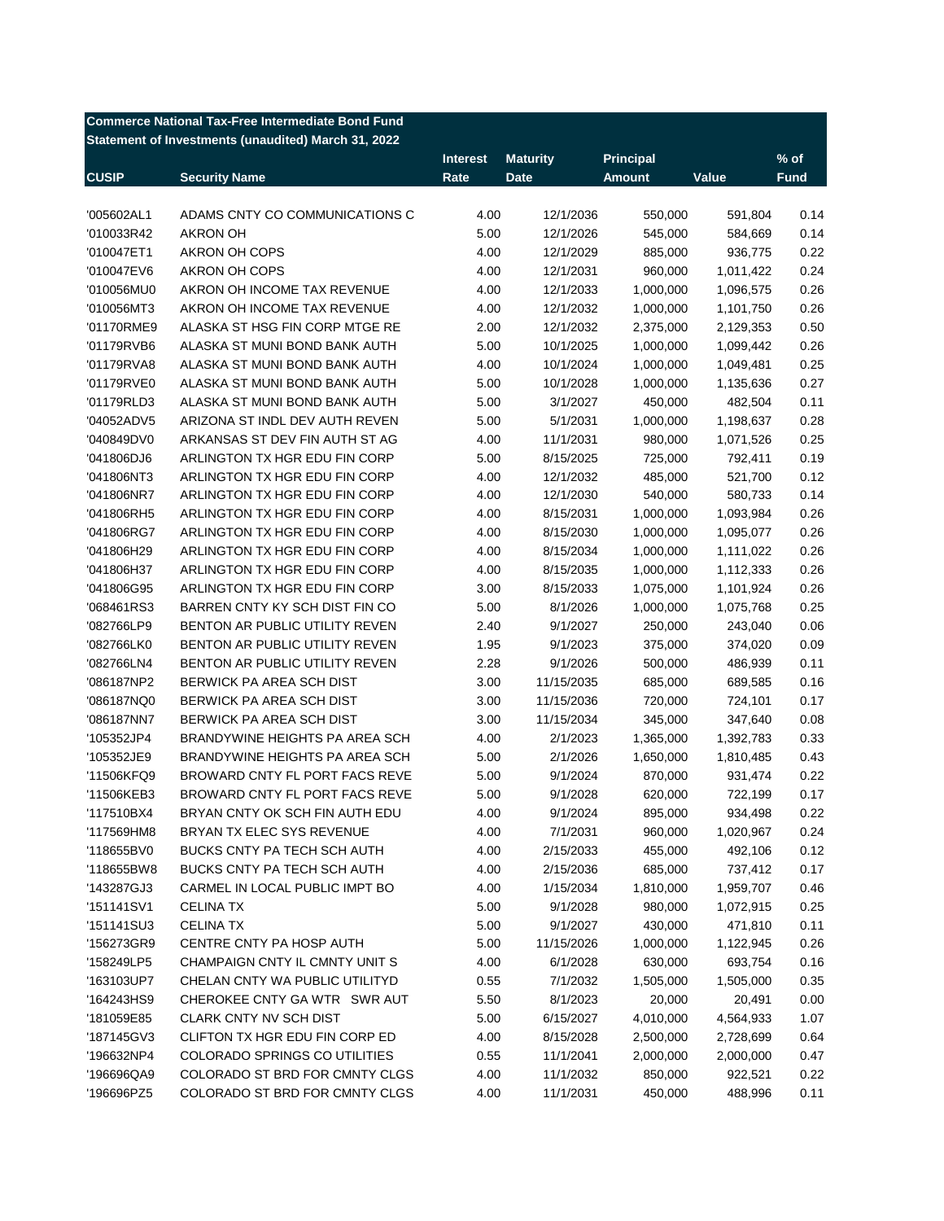**Commerce National Tax-Free Intermediate Bond Fund**
**Statement of Investments (unaudited) March 31, 2022**

| CUSIP | Security Name | Interest Rate | Maturity Date | Principal Amount | Value | % of Fund |
|---|---|---|---|---|---|---|
| '005602AL1 | ADAMS CNTY CO COMMUNICATIONS C | 4.00 | 12/1/2036 | 550,000 | 591,804 | 0.14 |
| '010033R42 | AKRON OH | 5.00 | 12/1/2026 | 545,000 | 584,669 | 0.14 |
| '010047ET1 | AKRON OH COPS | 4.00 | 12/1/2029 | 885,000 | 936,775 | 0.22 |
| '010047EV6 | AKRON OH COPS | 4.00 | 12/1/2031 | 960,000 | 1,011,422 | 0.24 |
| '010056MU0 | AKRON OH INCOME TAX REVENUE | 4.00 | 12/1/2033 | 1,000,000 | 1,096,575 | 0.26 |
| '010056MT3 | AKRON OH INCOME TAX REVENUE | 4.00 | 12/1/2032 | 1,000,000 | 1,101,750 | 0.26 |
| '01170RME9 | ALASKA ST HSG FIN CORP MTGE RE | 2.00 | 12/1/2032 | 2,375,000 | 2,129,353 | 0.50 |
| '01179RVB6 | ALASKA ST MUNI BOND BANK AUTH | 5.00 | 10/1/2025 | 1,000,000 | 1,099,442 | 0.26 |
| '01179RVA8 | ALASKA ST MUNI BOND BANK AUTH | 4.00 | 10/1/2024 | 1,000,000 | 1,049,481 | 0.25 |
| '01179RVE0 | ALASKA ST MUNI BOND BANK AUTH | 5.00 | 10/1/2028 | 1,000,000 | 1,135,636 | 0.27 |
| '01179RLD3 | ALASKA ST MUNI BOND BANK AUTH | 5.00 | 3/1/2027 | 450,000 | 482,504 | 0.11 |
| '04052ADV5 | ARIZONA ST INDL DEV AUTH REVEN | 5.00 | 5/1/2031 | 1,000,000 | 1,198,637 | 0.28 |
| '040849DV0 | ARKANSAS ST DEV FIN AUTH ST AG | 4.00 | 11/1/2031 | 980,000 | 1,071,526 | 0.25 |
| '041806DJ6 | ARLINGTON TX HGR EDU FIN CORP | 5.00 | 8/15/2025 | 725,000 | 792,411 | 0.19 |
| '041806NT3 | ARLINGTON TX HGR EDU FIN CORP | 4.00 | 12/1/2032 | 485,000 | 521,700 | 0.12 |
| '041806NR7 | ARLINGTON TX HGR EDU FIN CORP | 4.00 | 12/1/2030 | 540,000 | 580,733 | 0.14 |
| '041806RH5 | ARLINGTON TX HGR EDU FIN CORP | 4.00 | 8/15/2031 | 1,000,000 | 1,093,984 | 0.26 |
| '041806RG7 | ARLINGTON TX HGR EDU FIN CORP | 4.00 | 8/15/2030 | 1,000,000 | 1,095,077 | 0.26 |
| '041806H29 | ARLINGTON TX HGR EDU FIN CORP | 4.00 | 8/15/2034 | 1,000,000 | 1,111,022 | 0.26 |
| '041806H37 | ARLINGTON TX HGR EDU FIN CORP | 4.00 | 8/15/2035 | 1,000,000 | 1,112,333 | 0.26 |
| '041806G95 | ARLINGTON TX HGR EDU FIN CORP | 3.00 | 8/15/2033 | 1,075,000 | 1,101,924 | 0.26 |
| '068461RS3 | BARREN CNTY KY SCH DIST FIN CO | 5.00 | 8/1/2026 | 1,000,000 | 1,075,768 | 0.25 |
| '082766LP9 | BENTON AR PUBLIC UTILITY REVEN | 2.40 | 9/1/2027 | 250,000 | 243,040 | 0.06 |
| '082766LK0 | BENTON AR PUBLIC UTILITY REVEN | 1.95 | 9/1/2023 | 375,000 | 374,020 | 0.09 |
| '082766LN4 | BENTON AR PUBLIC UTILITY REVEN | 2.28 | 9/1/2026 | 500,000 | 486,939 | 0.11 |
| '086187NP2 | BERWICK PA AREA SCH DIST | 3.00 | 11/15/2035 | 685,000 | 689,585 | 0.16 |
| '086187NQ0 | BERWICK PA AREA SCH DIST | 3.00 | 11/15/2036 | 720,000 | 724,101 | 0.17 |
| '086187NN7 | BERWICK PA AREA SCH DIST | 3.00 | 11/15/2034 | 345,000 | 347,640 | 0.08 |
| '105352JP4 | BRANDYWINE HEIGHTS PA AREA SCH | 4.00 | 2/1/2023 | 1,365,000 | 1,392,783 | 0.33 |
| '105352JE9 | BRANDYWINE HEIGHTS PA AREA SCH | 5.00 | 2/1/2026 | 1,650,000 | 1,810,485 | 0.43 |
| '11506KFQ9 | BROWARD CNTY FL PORT FACS REVE | 5.00 | 9/1/2024 | 870,000 | 931,474 | 0.22 |
| '11506KEB3 | BROWARD CNTY FL PORT FACS REVE | 5.00 | 9/1/2028 | 620,000 | 722,199 | 0.17 |
| '117510BX4 | BRYAN CNTY OK SCH FIN AUTH EDU | 4.00 | 9/1/2024 | 895,000 | 934,498 | 0.22 |
| '117569HM8 | BRYAN TX ELEC SYS REVENUE | 4.00 | 7/1/2031 | 960,000 | 1,020,967 | 0.24 |
| '118655BV0 | BUCKS CNTY PA TECH SCH AUTH | 4.00 | 2/15/2033 | 455,000 | 492,106 | 0.12 |
| '118655BW8 | BUCKS CNTY PA TECH SCH AUTH | 4.00 | 2/15/2036 | 685,000 | 737,412 | 0.17 |
| '143287GJ3 | CARMEL IN LOCAL PUBLIC IMPT BO | 4.00 | 1/15/2034 | 1,810,000 | 1,959,707 | 0.46 |
| '151141SV1 | CELINA TX | 5.00 | 9/1/2028 | 980,000 | 1,072,915 | 0.25 |
| '151141SU3 | CELINA TX | 5.00 | 9/1/2027 | 430,000 | 471,810 | 0.11 |
| '156273GR9 | CENTRE CNTY PA HOSP AUTH | 5.00 | 11/15/2026 | 1,000,000 | 1,122,945 | 0.26 |
| '158249LP5 | CHAMPAIGN CNTY IL CMNTY UNIT S | 4.00 | 6/1/2028 | 630,000 | 693,754 | 0.16 |
| '163103UP7 | CHELAN CNTY WA PUBLIC UTILITYD | 0.55 | 7/1/2032 | 1,505,000 | 1,505,000 | 0.35 |
| '164243HS9 | CHEROKEE CNTY GA WTR SWR AUT | 5.50 | 8/1/2023 | 20,000 | 20,491 | 0.00 |
| '181059E85 | CLARK CNTY NV SCH DIST | 5.00 | 6/15/2027 | 4,010,000 | 4,564,933 | 1.07 |
| '187145GV3 | CLIFTON TX HGR EDU FIN CORP ED | 4.00 | 8/15/2028 | 2,500,000 | 2,728,699 | 0.64 |
| '196632NP4 | COLORADO SPRINGS CO UTILITIES | 0.55 | 11/1/2041 | 2,000,000 | 2,000,000 | 0.47 |
| '196696QA9 | COLORADO ST BRD FOR CMNTY CLGS | 4.00 | 11/1/2032 | 850,000 | 922,521 | 0.22 |
| '196696PZ5 | COLORADO ST BRD FOR CMNTY CLGS | 4.00 | 11/1/2031 | 450,000 | 488,996 | 0.11 |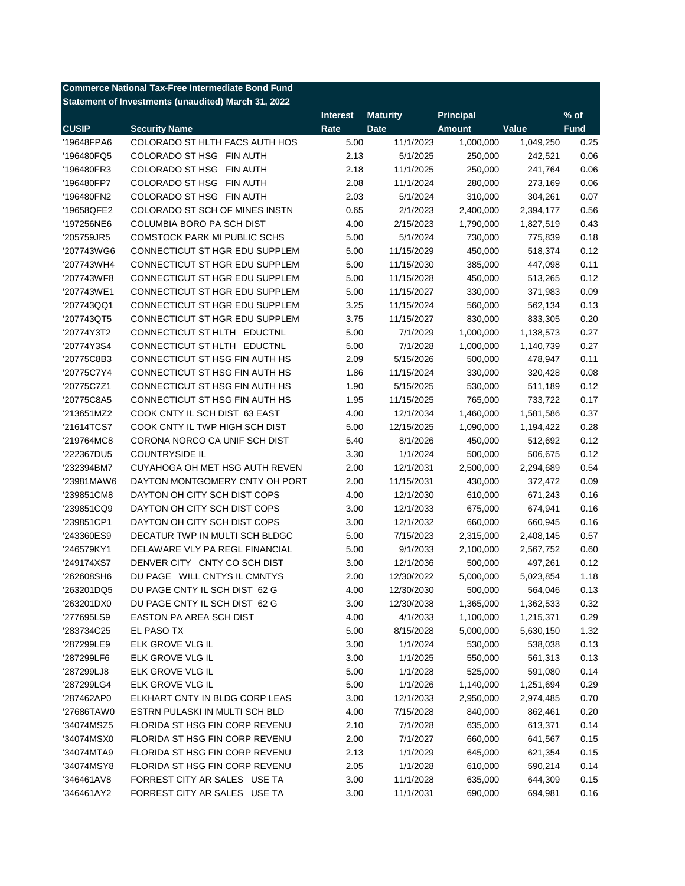**Commerce National Tax-Free Intermediate Bond Fund**
**Statement of Investments (unaudited) March 31, 2022**

| CUSIP | Security Name | Interest Rate | Maturity Date | Principal Amount | Value | % of Fund |
|---|---|---|---|---|---|---|
| '19648FPA6 | COLORADO ST HLTH FACS AUTH HOS | 5.00 | 11/1/2023 | 1,000,000 | 1,049,250 | 0.25 |
| '196480FQ5 | COLORADO ST HSG FIN AUTH | 2.13 | 5/1/2025 | 250,000 | 242,521 | 0.06 |
| '196480FR3 | COLORADO ST HSG FIN AUTH | 2.18 | 11/1/2025 | 250,000 | 241,764 | 0.06 |
| '196480FP7 | COLORADO ST HSG FIN AUTH | 2.08 | 11/1/2024 | 280,000 | 273,169 | 0.06 |
| '196480FN2 | COLORADO ST HSG FIN AUTH | 2.03 | 5/1/2024 | 310,000 | 304,261 | 0.07 |
| '19658QFE2 | COLORADO ST SCH OF MINES INSTN | 0.65 | 2/1/2023 | 2,400,000 | 2,394,177 | 0.56 |
| '197256NE6 | COLUMBIA BORO PA SCH DIST | 4.00 | 2/15/2023 | 1,790,000 | 1,827,519 | 0.43 |
| '205759JR5 | COMSTOCK PARK MI PUBLIC SCHS | 5.00 | 5/1/2024 | 730,000 | 775,839 | 0.18 |
| '207743WG6 | CONNECTICUT ST HGR EDU SUPPLEM | 5.00 | 11/15/2029 | 450,000 | 518,374 | 0.12 |
| '207743WH4 | CONNECTICUT ST HGR EDU SUPPLEM | 5.00 | 11/15/2030 | 385,000 | 447,098 | 0.11 |
| '207743WF8 | CONNECTICUT ST HGR EDU SUPPLEM | 5.00 | 11/15/2028 | 450,000 | 513,265 | 0.12 |
| '207743WE1 | CONNECTICUT ST HGR EDU SUPPLEM | 5.00 | 11/15/2027 | 330,000 | 371,983 | 0.09 |
| '207743QQ1 | CONNECTICUT ST HGR EDU SUPPLEM | 3.25 | 11/15/2024 | 560,000 | 562,134 | 0.13 |
| '207743QT5 | CONNECTICUT ST HGR EDU SUPPLEM | 3.75 | 11/15/2027 | 830,000 | 833,305 | 0.20 |
| '20774Y3T2 | CONNECTICUT ST HLTH EDUCTNL | 5.00 | 7/1/2029 | 1,000,000 | 1,138,573 | 0.27 |
| '20774Y3S4 | CONNECTICUT ST HLTH EDUCTNL | 5.00 | 7/1/2028 | 1,000,000 | 1,140,739 | 0.27 |
| '20775C8B3 | CONNECTICUT ST HSG FIN AUTH HS | 2.09 | 5/15/2026 | 500,000 | 478,947 | 0.11 |
| '20775C7Y4 | CONNECTICUT ST HSG FIN AUTH HS | 1.86 | 11/15/2024 | 330,000 | 320,428 | 0.08 |
| '20775C7Z1 | CONNECTICUT ST HSG FIN AUTH HS | 1.90 | 5/15/2025 | 530,000 | 511,189 | 0.12 |
| '20775C8A5 | CONNECTICUT ST HSG FIN AUTH HS | 1.95 | 11/15/2025 | 765,000 | 733,722 | 0.17 |
| '213651MZ2 | COOK CNTY IL SCH DIST 63 EAST | 4.00 | 12/1/2034 | 1,460,000 | 1,581,586 | 0.37 |
| '21614TCS7 | COOK CNTY IL TWP HIGH SCH DIST | 5.00 | 12/15/2025 | 1,090,000 | 1,194,422 | 0.28 |
| '219764MC8 | CORONA NORCO CA UNIF SCH DIST | 5.40 | 8/1/2026 | 450,000 | 512,692 | 0.12 |
| '222367DU5 | COUNTRYSIDE IL | 3.30 | 1/1/2024 | 500,000 | 506,675 | 0.12 |
| '232394BM7 | CUYAHOGA OH MET HSG AUTH REVEN | 2.00 | 12/1/2031 | 2,500,000 | 2,294,689 | 0.54 |
| '23981MAW6 | DAYTON MONTGOMERY CNTY OH PORT | 2.00 | 11/15/2031 | 430,000 | 372,472 | 0.09 |
| '239851CM8 | DAYTON OH CITY SCH DIST COPS | 4.00 | 12/1/2030 | 610,000 | 671,243 | 0.16 |
| '239851CQ9 | DAYTON OH CITY SCH DIST COPS | 3.00 | 12/1/2033 | 675,000 | 674,941 | 0.16 |
| '239851CP1 | DAYTON OH CITY SCH DIST COPS | 3.00 | 12/1/2032 | 660,000 | 660,945 | 0.16 |
| '243360ES9 | DECATUR TWP IN MULTI SCH BLDGC | 5.00 | 7/15/2023 | 2,315,000 | 2,408,145 | 0.57 |
| '246579KY1 | DELAWARE VLY PA REGL FINANCIAL | 5.00 | 9/1/2033 | 2,100,000 | 2,567,752 | 0.60 |
| '249174XS7 | DENVER CITY CNTY CO SCH DIST | 3.00 | 12/1/2036 | 500,000 | 497,261 | 0.12 |
| '262608SH6 | DU PAGE WILL CNTYS IL CMNTYS | 2.00 | 12/30/2022 | 5,000,000 | 5,023,854 | 1.18 |
| '263201DQ5 | DU PAGE CNTY IL SCH DIST 62 G | 4.00 | 12/30/2030 | 500,000 | 564,046 | 0.13 |
| '263201DX0 | DU PAGE CNTY IL SCH DIST 62 G | 3.00 | 12/30/2038 | 1,365,000 | 1,362,533 | 0.32 |
| '277695LS9 | EASTON PA AREA SCH DIST | 4.00 | 4/1/2033 | 1,100,000 | 1,215,371 | 0.29 |
| '283734C25 | EL PASO TX | 5.00 | 8/15/2028 | 5,000,000 | 5,630,150 | 1.32 |
| '287299LE9 | ELK GROVE VLG IL | 3.00 | 1/1/2024 | 530,000 | 538,038 | 0.13 |
| '287299LF6 | ELK GROVE VLG IL | 3.00 | 1/1/2025 | 550,000 | 561,313 | 0.13 |
| '287299LJ8 | ELK GROVE VLG IL | 5.00 | 1/1/2028 | 525,000 | 591,080 | 0.14 |
| '287299LG4 | ELK GROVE VLG IL | 5.00 | 1/1/2026 | 1,140,000 | 1,251,694 | 0.29 |
| '287462AP0 | ELKHART CNTY IN BLDG CORP LEAS | 3.00 | 12/1/2033 | 2,950,000 | 2,974,485 | 0.70 |
| '27686TAW0 | ESTRN PULASKI IN MULTI SCH BLD | 4.00 | 7/15/2028 | 840,000 | 862,461 | 0.20 |
| '34074MSZ5 | FLORIDA ST HSG FIN CORP REVENU | 2.10 | 7/1/2028 | 635,000 | 613,371 | 0.14 |
| '34074MSX0 | FLORIDA ST HSG FIN CORP REVENU | 2.00 | 7/1/2027 | 660,000 | 641,567 | 0.15 |
| '34074MTA9 | FLORIDA ST HSG FIN CORP REVENU | 2.13 | 1/1/2029 | 645,000 | 621,354 | 0.15 |
| '34074MSY8 | FLORIDA ST HSG FIN CORP REVENU | 2.05 | 1/1/2028 | 610,000 | 590,214 | 0.14 |
| '346461AV8 | FORREST CITY AR SALES USE TA | 3.00 | 11/1/2028 | 635,000 | 644,309 | 0.15 |
| '346461AY2 | FORREST CITY AR SALES USE TA | 3.00 | 11/1/2031 | 690,000 | 694,981 | 0.16 |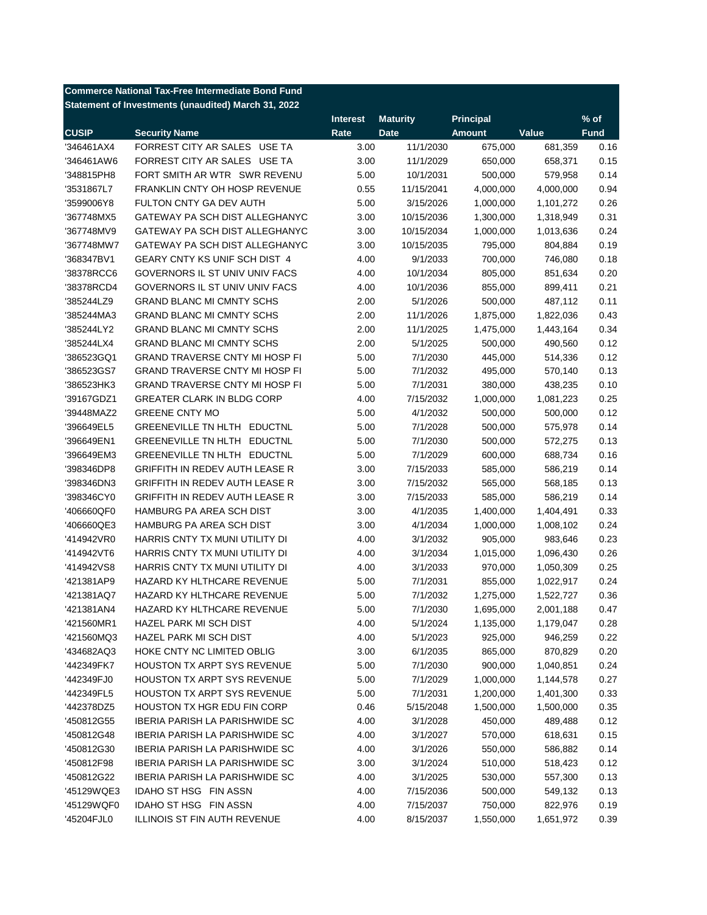**Commerce National Tax-Free Intermediate Bond Fund**
**Statement of Investments (unaudited) March 31, 2022**

| CUSIP | Security Name | Interest Rate | Maturity Date | Principal Amount | Value | % of Fund |
|---|---|---|---|---|---|---|
| '346461AX4 | FORREST CITY AR SALES USE TA | 3.00 | 11/1/2030 | 675,000 | 681,359 | 0.16 |
| '346461AW6 | FORREST CITY AR SALES USE TA | 3.00 | 11/1/2029 | 650,000 | 658,371 | 0.15 |
| '348815PH8 | FORT SMITH AR WTR SWR REVENU | 5.00 | 10/1/2031 | 500,000 | 579,958 | 0.14 |
| '3531867L7 | FRANKLIN CNTY OH HOSP REVENUE | 0.55 | 11/15/2041 | 4,000,000 | 4,000,000 | 0.94 |
| '3599006Y8 | FULTON CNTY GA DEV AUTH | 5.00 | 3/15/2026 | 1,000,000 | 1,101,272 | 0.26 |
| '367748MX5 | GATEWAY PA SCH DIST ALLEGHANYC | 3.00 | 10/15/2036 | 1,300,000 | 1,318,949 | 0.31 |
| '367748MV9 | GATEWAY PA SCH DIST ALLEGHANYC | 3.00 | 10/15/2034 | 1,000,000 | 1,013,636 | 0.24 |
| '367748MW7 | GATEWAY PA SCH DIST ALLEGHANYC | 3.00 | 10/15/2035 | 795,000 | 804,884 | 0.19 |
| '368347BV1 | GEARY CNTY KS UNIF SCH DIST 4 | 4.00 | 9/1/2033 | 700,000 | 746,080 | 0.18 |
| '38378RCC6 | GOVERNORS IL ST UNIV UNIV FACS | 4.00 | 10/1/2034 | 805,000 | 851,634 | 0.20 |
| '38378RCD4 | GOVERNORS IL ST UNIV UNIV FACS | 4.00 | 10/1/2036 | 855,000 | 899,411 | 0.21 |
| '385244LZ9 | GRAND BLANC MI CMNTY SCHS | 2.00 | 5/1/2026 | 500,000 | 487,112 | 0.11 |
| '385244MA3 | GRAND BLANC MI CMNTY SCHS | 2.00 | 11/1/2026 | 1,875,000 | 1,822,036 | 0.43 |
| '385244LY2 | GRAND BLANC MI CMNTY SCHS | 2.00 | 11/1/2025 | 1,475,000 | 1,443,164 | 0.34 |
| '385244LX4 | GRAND BLANC MI CMNTY SCHS | 2.00 | 5/1/2025 | 500,000 | 490,560 | 0.12 |
| '386523GQ1 | GRAND TRAVERSE CNTY MI HOSP FI | 5.00 | 7/1/2030 | 445,000 | 514,336 | 0.12 |
| '386523GS7 | GRAND TRAVERSE CNTY MI HOSP FI | 5.00 | 7/1/2032 | 495,000 | 570,140 | 0.13 |
| '386523HK3 | GRAND TRAVERSE CNTY MI HOSP FI | 5.00 | 7/1/2031 | 380,000 | 438,235 | 0.10 |
| '39167GDZ1 | GREATER CLARK IN BLDG CORP | 4.00 | 7/15/2032 | 1,000,000 | 1,081,223 | 0.25 |
| '39448MAZ2 | GREENE CNTY MO | 5.00 | 4/1/2032 | 500,000 | 500,000 | 0.12 |
| '396649EL5 | GREENEVILLE TN HLTH EDUCTNL | 5.00 | 7/1/2028 | 500,000 | 575,978 | 0.14 |
| '396649EN1 | GREENEVILLE TN HLTH EDUCTNL | 5.00 | 7/1/2030 | 500,000 | 572,275 | 0.13 |
| '396649EM3 | GREENEVILLE TN HLTH EDUCTNL | 5.00 | 7/1/2029 | 600,000 | 688,734 | 0.16 |
| '398346DP8 | GRIFFITH IN REDEV AUTH LEASE R | 3.00 | 7/15/2033 | 585,000 | 586,219 | 0.14 |
| '398346DN3 | GRIFFITH IN REDEV AUTH LEASE R | 3.00 | 7/15/2032 | 565,000 | 568,185 | 0.13 |
| '398346CY0 | GRIFFITH IN REDEV AUTH LEASE R | 3.00 | 7/15/2033 | 585,000 | 586,219 | 0.14 |
| '406660QF0 | HAMBURG PA AREA SCH DIST | 3.00 | 4/1/2035 | 1,400,000 | 1,404,491 | 0.33 |
| '406660QE3 | HAMBURG PA AREA SCH DIST | 3.00 | 4/1/2034 | 1,000,000 | 1,008,102 | 0.24 |
| '414942VR0 | HARRIS CNTY TX MUNI UTILITY DI | 4.00 | 3/1/2032 | 905,000 | 983,646 | 0.23 |
| '414942VT6 | HARRIS CNTY TX MUNI UTILITY DI | 4.00 | 3/1/2034 | 1,015,000 | 1,096,430 | 0.26 |
| '414942VS8 | HARRIS CNTY TX MUNI UTILITY DI | 4.00 | 3/1/2033 | 970,000 | 1,050,309 | 0.25 |
| '421381AP9 | HAZARD KY HLTHCARE REVENUE | 5.00 | 7/1/2031 | 855,000 | 1,022,917 | 0.24 |
| '421381AQ7 | HAZARD KY HLTHCARE REVENUE | 5.00 | 7/1/2032 | 1,275,000 | 1,522,727 | 0.36 |
| '421381AN4 | HAZARD KY HLTHCARE REVENUE | 5.00 | 7/1/2030 | 1,695,000 | 2,001,188 | 0.47 |
| '421560MR1 | HAZEL PARK MI SCH DIST | 4.00 | 5/1/2024 | 1,135,000 | 1,179,047 | 0.28 |
| '421560MQ3 | HAZEL PARK MI SCH DIST | 4.00 | 5/1/2023 | 925,000 | 946,259 | 0.22 |
| '434682AQ3 | HOKE CNTY NC LIMITED OBLIG | 3.00 | 6/1/2035 | 865,000 | 870,829 | 0.20 |
| '442349FK7 | HOUSTON TX ARPT SYS REVENUE | 5.00 | 7/1/2030 | 900,000 | 1,040,851 | 0.24 |
| '442349FJ0 | HOUSTON TX ARPT SYS REVENUE | 5.00 | 7/1/2029 | 1,000,000 | 1,144,578 | 0.27 |
| '442349FL5 | HOUSTON TX ARPT SYS REVENUE | 5.00 | 7/1/2031 | 1,200,000 | 1,401,300 | 0.33 |
| '442378DZ5 | HOUSTON TX HGR EDU FIN CORP | 0.46 | 5/15/2048 | 1,500,000 | 1,500,000 | 0.35 |
| '450812G55 | IBERIA PARISH LA PARISHWIDE SC | 4.00 | 3/1/2028 | 450,000 | 489,488 | 0.12 |
| '450812G48 | IBERIA PARISH LA PARISHWIDE SC | 4.00 | 3/1/2027 | 570,000 | 618,631 | 0.15 |
| '450812G30 | IBERIA PARISH LA PARISHWIDE SC | 4.00 | 3/1/2026 | 550,000 | 586,882 | 0.14 |
| '450812F98 | IBERIA PARISH LA PARISHWIDE SC | 3.00 | 3/1/2024 | 510,000 | 518,423 | 0.12 |
| '450812G22 | IBERIA PARISH LA PARISHWIDE SC | 4.00 | 3/1/2025 | 530,000 | 557,300 | 0.13 |
| '45129WQE3 | IDAHO ST HSG FIN ASSN | 4.00 | 7/15/2036 | 500,000 | 549,132 | 0.13 |
| '45129WQF0 | IDAHO ST HSG FIN ASSN | 4.00 | 7/15/2037 | 750,000 | 822,976 | 0.19 |
| '45204FJL0 | ILLINOIS ST FIN AUTH REVENUE | 4.00 | 8/15/2037 | 1,550,000 | 1,651,972 | 0.39 |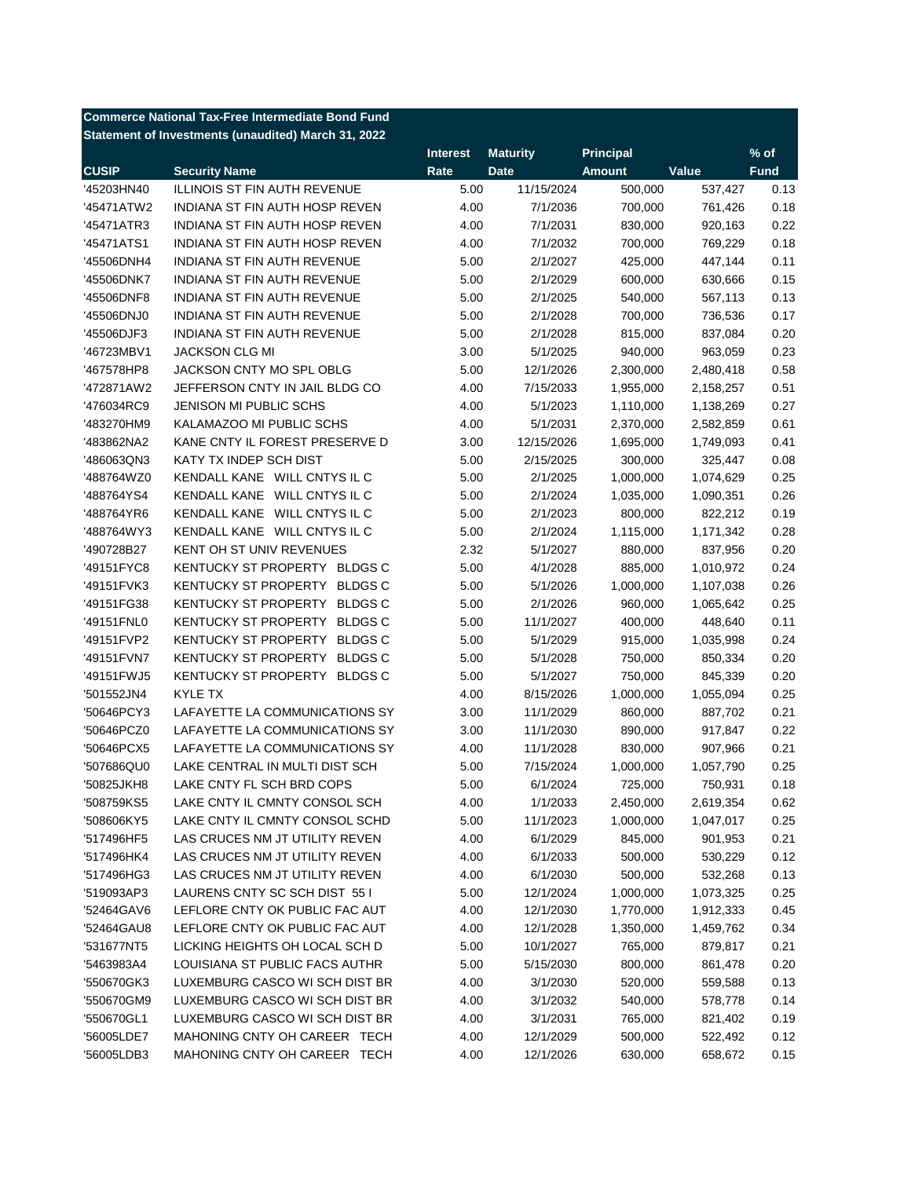**Commerce National Tax-Free Intermediate Bond Fund**
**Statement of Investments (unaudited) March 31, 2022**

| CUSIP | Security Name | Interest Rate | Maturity Date | Principal Amount | Value | % of Fund |
|---|---|---|---|---|---|---|
| '45203HN40 | ILLINOIS ST FIN AUTH REVENUE | 5.00 | 11/15/2024 | 500,000 | 537,427 | 0.13 |
| '45471ATW2 | INDIANA ST FIN AUTH HOSP REVEN | 4.00 | 7/1/2036 | 700,000 | 761,426 | 0.18 |
| '45471ATR3 | INDIANA ST FIN AUTH HOSP REVEN | 4.00 | 7/1/2031 | 830,000 | 920,163 | 0.22 |
| '45471ATS1 | INDIANA ST FIN AUTH HOSP REVEN | 4.00 | 7/1/2032 | 700,000 | 769,229 | 0.18 |
| '45506DNH4 | INDIANA ST FIN AUTH REVENUE | 5.00 | 2/1/2027 | 425,000 | 447,144 | 0.11 |
| '45506DNK7 | INDIANA ST FIN AUTH REVENUE | 5.00 | 2/1/2029 | 600,000 | 630,666 | 0.15 |
| '45506DNF8 | INDIANA ST FIN AUTH REVENUE | 5.00 | 2/1/2025 | 540,000 | 567,113 | 0.13 |
| '45506DNJ0 | INDIANA ST FIN AUTH REVENUE | 5.00 | 2/1/2028 | 700,000 | 736,536 | 0.17 |
| '45506DJF3 | INDIANA ST FIN AUTH REVENUE | 5.00 | 2/1/2028 | 815,000 | 837,084 | 0.20 |
| '46723MBV1 | JACKSON CLG MI | 3.00 | 5/1/2025 | 940,000 | 963,059 | 0.23 |
| '467578HP8 | JACKSON CNTY MO SPL OBLG | 5.00 | 12/1/2026 | 2,300,000 | 2,480,418 | 0.58 |
| '472871AW2 | JEFFERSON CNTY IN JAIL BLDG CO | 4.00 | 7/15/2033 | 1,955,000 | 2,158,257 | 0.51 |
| '476034RC9 | JENISON MI PUBLIC SCHS | 4.00 | 5/1/2023 | 1,110,000 | 1,138,269 | 0.27 |
| '483270HM9 | KALAMAZOO MI PUBLIC SCHS | 4.00 | 5/1/2031 | 2,370,000 | 2,582,859 | 0.61 |
| '483862NA2 | KANE CNTY IL FOREST PRESERVE D | 3.00 | 12/15/2026 | 1,695,000 | 1,749,093 | 0.41 |
| '486063QN3 | KATY TX INDEP SCH DIST | 5.00 | 2/15/2025 | 300,000 | 325,447 | 0.08 |
| '488764WZ0 | KENDALL KANE WILL CNTYS IL C | 5.00 | 2/1/2025 | 1,000,000 | 1,074,629 | 0.25 |
| '488764YS4 | KENDALL KANE WILL CNTYS IL C | 5.00 | 2/1/2024 | 1,035,000 | 1,090,351 | 0.26 |
| '488764YR6 | KENDALL KANE WILL CNTYS IL C | 5.00 | 2/1/2023 | 800,000 | 822,212 | 0.19 |
| '488764WY3 | KENDALL KANE WILL CNTYS IL C | 5.00 | 2/1/2024 | 1,115,000 | 1,171,342 | 0.28 |
| '490728B27 | KENT OH ST UNIV REVENUES | 2.32 | 5/1/2027 | 880,000 | 837,956 | 0.20 |
| '49151FYC8 | KENTUCKY ST PROPERTY BLDGS C | 5.00 | 4/1/2028 | 885,000 | 1,010,972 | 0.24 |
| '49151FVK3 | KENTUCKY ST PROPERTY BLDGS C | 5.00 | 5/1/2026 | 1,000,000 | 1,107,038 | 0.26 |
| '49151FG38 | KENTUCKY ST PROPERTY BLDGS C | 5.00 | 2/1/2026 | 960,000 | 1,065,642 | 0.25 |
| '49151FNL0 | KENTUCKY ST PROPERTY BLDGS C | 5.00 | 11/1/2027 | 400,000 | 448,640 | 0.11 |
| '49151FVP2 | KENTUCKY ST PROPERTY BLDGS C | 5.00 | 5/1/2029 | 915,000 | 1,035,998 | 0.24 |
| '49151FVN7 | KENTUCKY ST PROPERTY BLDGS C | 5.00 | 5/1/2028 | 750,000 | 850,334 | 0.20 |
| '49151FWJ5 | KENTUCKY ST PROPERTY BLDGS C | 5.00 | 5/1/2027 | 750,000 | 845,339 | 0.20 |
| '501552JN4 | KYLE TX | 4.00 | 8/15/2026 | 1,000,000 | 1,055,094 | 0.25 |
| '50646PCY3 | LAFAYETTE LA COMMUNICATIONS SY | 3.00 | 11/1/2029 | 860,000 | 887,702 | 0.21 |
| '50646PCZ0 | LAFAYETTE LA COMMUNICATIONS SY | 3.00 | 11/1/2030 | 890,000 | 917,847 | 0.22 |
| '50646PCX5 | LAFAYETTE LA COMMUNICATIONS SY | 4.00 | 11/1/2028 | 830,000 | 907,966 | 0.21 |
| '507686QU0 | LAKE CENTRAL IN MULTI DIST SCH | 5.00 | 7/15/2024 | 1,000,000 | 1,057,790 | 0.25 |
| '50825JKH8 | LAKE CNTY FL SCH BRD COPS | 5.00 | 6/1/2024 | 725,000 | 750,931 | 0.18 |
| '508759KS5 | LAKE CNTY IL CMNTY CONSOL SCH | 4.00 | 1/1/2033 | 2,450,000 | 2,619,354 | 0.62 |
| '508606KY5 | LAKE CNTY IL CMNTY CONSOL SCHD | 5.00 | 11/1/2023 | 1,000,000 | 1,047,017 | 0.25 |
| '517496HF5 | LAS CRUCES NM JT UTILITY REVEN | 4.00 | 6/1/2029 | 845,000 | 901,953 | 0.21 |
| '517496HK4 | LAS CRUCES NM JT UTILITY REVEN | 4.00 | 6/1/2033 | 500,000 | 530,229 | 0.12 |
| '517496HG3 | LAS CRUCES NM JT UTILITY REVEN | 4.00 | 6/1/2030 | 500,000 | 532,268 | 0.13 |
| '519093AP3 | LAURENS CNTY SC SCH DIST 55 I | 5.00 | 12/1/2024 | 1,000,000 | 1,073,325 | 0.25 |
| '52464GAV6 | LEFLORE CNTY OK PUBLIC FAC AUT | 4.00 | 12/1/2030 | 1,770,000 | 1,912,333 | 0.45 |
| '52464GAU8 | LEFLORE CNTY OK PUBLIC FAC AUT | 4.00 | 12/1/2028 | 1,350,000 | 1,459,762 | 0.34 |
| '531677NT5 | LICKING HEIGHTS OH LOCAL SCH D | 5.00 | 10/1/2027 | 765,000 | 879,817 | 0.21 |
| '5463983A4 | LOUISIANA ST PUBLIC FACS AUTHR | 5.00 | 5/15/2030 | 800,000 | 861,478 | 0.20 |
| '550670GK3 | LUXEMBURG CASCO WI SCH DIST BR | 4.00 | 3/1/2030 | 520,000 | 559,588 | 0.13 |
| '550670GM9 | LUXEMBURG CASCO WI SCH DIST BR | 4.00 | 3/1/2032 | 540,000 | 578,778 | 0.14 |
| '550670GL1 | LUXEMBURG CASCO WI SCH DIST BR | 4.00 | 3/1/2031 | 765,000 | 821,402 | 0.19 |
| '56005LDE7 | MAHONING CNTY OH CAREER TECH | 4.00 | 12/1/2029 | 500,000 | 522,492 | 0.12 |
| '56005LDB3 | MAHONING CNTY OH CAREER TECH | 4.00 | 12/1/2026 | 630,000 | 658,672 | 0.15 |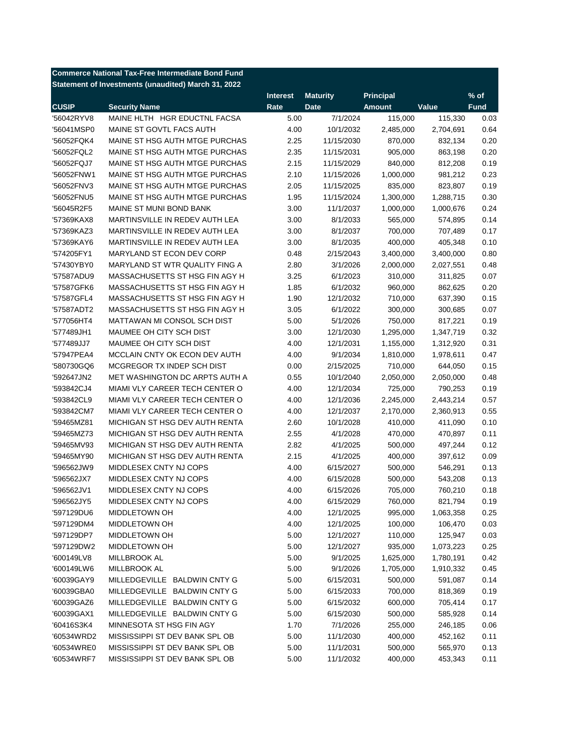**Commerce National Tax-Free Intermediate Bond Fund**
**Statement of Investments (unaudited) March 31, 2022**

| CUSIP | Security Name | Interest Rate | Maturity Date | Principal Amount | Value | % of Fund |
|---|---|---|---|---|---|---|
| '56042RYV8 | MAINE HLTH HGR EDUCTNL FACSA | 5.00 | 7/1/2024 | 115,000 | 115,330 | 0.03 |
| '56041MSP0 | MAINE ST GOVTL FACS AUTH | 4.00 | 10/1/2032 | 2,485,000 | 2,704,691 | 0.64 |
| '56052FQK4 | MAINE ST HSG AUTH MTGE PURCHAS | 2.25 | 11/15/2030 | 870,000 | 832,134 | 0.20 |
| '56052FQL2 | MAINE ST HSG AUTH MTGE PURCHAS | 2.35 | 11/15/2031 | 905,000 | 863,198 | 0.20 |
| '56052FQJ7 | MAINE ST HSG AUTH MTGE PURCHAS | 2.15 | 11/15/2029 | 840,000 | 812,208 | 0.19 |
| '56052FNW1 | MAINE ST HSG AUTH MTGE PURCHAS | 2.10 | 11/15/2026 | 1,000,000 | 981,212 | 0.23 |
| '56052FNV3 | MAINE ST HSG AUTH MTGE PURCHAS | 2.05 | 11/15/2025 | 835,000 | 823,807 | 0.19 |
| '56052FNU5 | MAINE ST HSG AUTH MTGE PURCHAS | 1.95 | 11/15/2024 | 1,300,000 | 1,288,715 | 0.30 |
| '56045R2F5 | MAINE ST MUNI BOND BANK | 3.00 | 11/1/2037 | 1,000,000 | 1,000,676 | 0.24 |
| '57369KAX8 | MARTINSVILLE IN REDEV AUTH LEA | 3.00 | 8/1/2033 | 565,000 | 574,895 | 0.14 |
| '57369KAZ3 | MARTINSVILLE IN REDEV AUTH LEA | 3.00 | 8/1/2037 | 700,000 | 707,489 | 0.17 |
| '57369KAY6 | MARTINSVILLE IN REDEV AUTH LEA | 3.00 | 8/1/2035 | 400,000 | 405,348 | 0.10 |
| '574205FY1 | MARYLAND ST ECON DEV CORP | 0.48 | 2/15/2043 | 3,400,000 | 3,400,000 | 0.80 |
| '57430YBY0 | MARYLAND ST WTR QUALITY FING A | 2.80 | 3/1/2026 | 2,000,000 | 2,027,551 | 0.48 |
| '57587ADU9 | MASSACHUSETTS ST HSG FIN AGY H | 3.25 | 6/1/2023 | 310,000 | 311,825 | 0.07 |
| '57587GFK6 | MASSACHUSETTS ST HSG FIN AGY H | 1.85 | 6/1/2032 | 960,000 | 862,625 | 0.20 |
| '57587GFL4 | MASSACHUSETTS ST HSG FIN AGY H | 1.90 | 12/1/2032 | 710,000 | 637,390 | 0.15 |
| '57587ADT2 | MASSACHUSETTS ST HSG FIN AGY H | 3.05 | 6/1/2022 | 300,000 | 300,685 | 0.07 |
| '577056HT4 | MATTAWAN MI CONSOL SCH DIST | 5.00 | 5/1/2026 | 750,000 | 817,221 | 0.19 |
| '577489JH1 | MAUMEE OH CITY SCH DIST | 3.00 | 12/1/2030 | 1,295,000 | 1,347,719 | 0.32 |
| '577489JJ7 | MAUMEE OH CITY SCH DIST | 4.00 | 12/1/2031 | 1,155,000 | 1,312,920 | 0.31 |
| '57947PEA4 | MCCLAIN CNTY OK ECON DEV AUTH | 4.00 | 9/1/2034 | 1,810,000 | 1,978,611 | 0.47 |
| '580730GQ6 | MCGREGOR TX INDEP SCH DIST | 0.00 | 2/15/2025 | 710,000 | 644,050 | 0.15 |
| '592647JN2 | MET WASHINGTON DC ARPTS AUTH A | 0.55 | 10/1/2040 | 2,050,000 | 2,050,000 | 0.48 |
| '593842CJ4 | MIAMI VLY CAREER TECH CENTER O | 4.00 | 12/1/2034 | 725,000 | 790,253 | 0.19 |
| '593842CL9 | MIAMI VLY CAREER TECH CENTER O | 4.00 | 12/1/2036 | 2,245,000 | 2,443,214 | 0.57 |
| '593842CM7 | MIAMI VLY CAREER TECH CENTER O | 4.00 | 12/1/2037 | 2,170,000 | 2,360,913 | 0.55 |
| '59465MZ81 | MICHIGAN ST HSG DEV AUTH RENTA | 2.60 | 10/1/2028 | 410,000 | 411,090 | 0.10 |
| '59465MZ73 | MICHIGAN ST HSG DEV AUTH RENTA | 2.55 | 4/1/2028 | 470,000 | 470,897 | 0.11 |
| '59465MV93 | MICHIGAN ST HSG DEV AUTH RENTA | 2.82 | 4/1/2025 | 500,000 | 497,244 | 0.12 |
| '59465MY90 | MICHIGAN ST HSG DEV AUTH RENTA | 2.15 | 4/1/2025 | 400,000 | 397,612 | 0.09 |
| '596562JW9 | MIDDLESEX CNTY NJ COPS | 4.00 | 6/15/2027 | 500,000 | 546,291 | 0.13 |
| '596562JX7 | MIDDLESEX CNTY NJ COPS | 4.00 | 6/15/2028 | 500,000 | 543,208 | 0.13 |
| '596562JV1 | MIDDLESEX CNTY NJ COPS | 4.00 | 6/15/2026 | 705,000 | 760,210 | 0.18 |
| '596562JY5 | MIDDLESEX CNTY NJ COPS | 4.00 | 6/15/2029 | 760,000 | 821,794 | 0.19 |
| '597129DU6 | MIDDLETOWN OH | 4.00 | 12/1/2025 | 995,000 | 1,063,358 | 0.25 |
| '597129DM4 | MIDDLETOWN OH | 4.00 | 12/1/2025 | 100,000 | 106,470 | 0.03 |
| '597129DP7 | MIDDLETOWN OH | 5.00 | 12/1/2027 | 110,000 | 125,947 | 0.03 |
| '597129DW2 | MIDDLETOWN OH | 5.00 | 12/1/2027 | 935,000 | 1,073,223 | 0.25 |
| '600149LV8 | MILLBROOK AL | 5.00 | 9/1/2025 | 1,625,000 | 1,780,191 | 0.42 |
| '600149LW6 | MILLBROOK AL | 5.00 | 9/1/2026 | 1,705,000 | 1,910,332 | 0.45 |
| '60039GAY9 | MILLEDGEVILLE BALDWIN CNTY G | 5.00 | 6/15/2031 | 500,000 | 591,087 | 0.14 |
| '60039GBA0 | MILLEDGEVILLE BALDWIN CNTY G | 5.00 | 6/15/2033 | 700,000 | 818,369 | 0.19 |
| '60039GAZ6 | MILLEDGEVILLE BALDWIN CNTY G | 5.00 | 6/15/2032 | 600,000 | 705,414 | 0.17 |
| '60039GAX1 | MILLEDGEVILLE BALDWIN CNTY G | 5.00 | 6/15/2030 | 500,000 | 585,928 | 0.14 |
| '60416S3K4 | MINNESOTA ST HSG FIN AGY | 1.70 | 7/1/2026 | 255,000 | 246,185 | 0.06 |
| '60534WRD2 | MISSISSIPPI ST DEV BANK SPL OB | 5.00 | 11/1/2030 | 400,000 | 452,162 | 0.11 |
| '60534WRE0 | MISSISSIPPI ST DEV BANK SPL OB | 5.00 | 11/1/2031 | 500,000 | 565,970 | 0.13 |
| '60534WRF7 | MISSISSIPPI ST DEV BANK SPL OB | 5.00 | 11/1/2032 | 400,000 | 453,343 | 0.11 |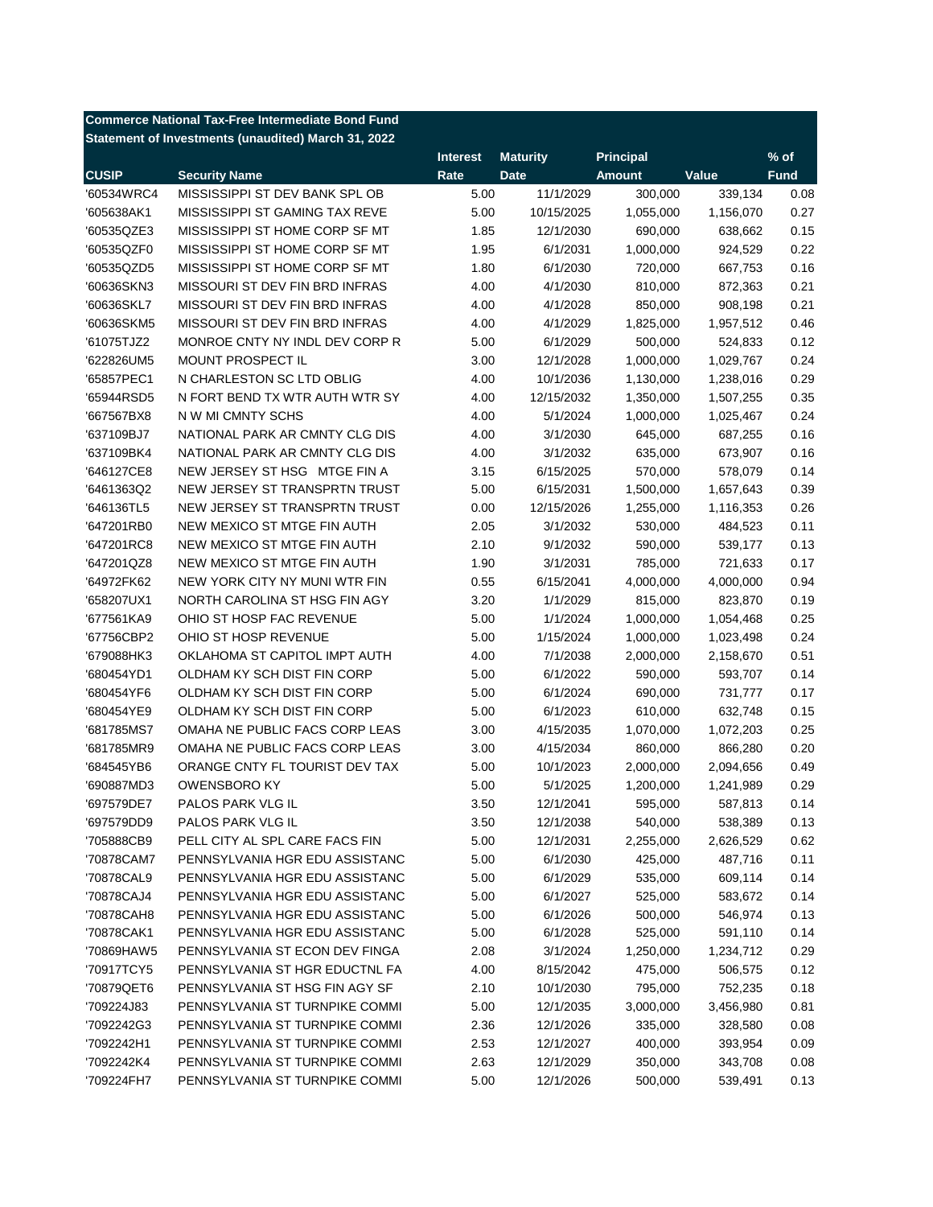**Commerce National Tax-Free Intermediate Bond Fund**
**Statement of Investments (unaudited) March 31, 2022**

| CUSIP | Security Name | Interest Rate | Maturity Date | Principal Amount | Value | % of Fund |
|---|---|---|---|---|---|---|
| '60534WRC4 | MISSISSIPPI ST DEV BANK SPL OB | 5.00 | 11/1/2029 | 300,000 | 339,134 | 0.08 |
| '605638AK1 | MISSISSIPPI ST GAMING TAX REVE | 5.00 | 10/15/2025 | 1,055,000 | 1,156,070 | 0.27 |
| '60535QZE3 | MISSISSIPPI ST HOME CORP SF MT | 1.85 | 12/1/2030 | 690,000 | 638,662 | 0.15 |
| '60535QZF0 | MISSISSIPPI ST HOME CORP SF MT | 1.95 | 6/1/2031 | 1,000,000 | 924,529 | 0.22 |
| '60535QZD5 | MISSISSIPPI ST HOME CORP SF MT | 1.80 | 6/1/2030 | 720,000 | 667,753 | 0.16 |
| '60636SKN3 | MISSOURI ST DEV FIN BRD INFRAS | 4.00 | 4/1/2030 | 810,000 | 872,363 | 0.21 |
| '60636SKL7 | MISSOURI ST DEV FIN BRD INFRAS | 4.00 | 4/1/2028 | 850,000 | 908,198 | 0.21 |
| '60636SKM5 | MISSOURI ST DEV FIN BRD INFRAS | 4.00 | 4/1/2029 | 1,825,000 | 1,957,512 | 0.46 |
| '61075TJZ2 | MONROE CNTY NY INDL DEV CORP R | 5.00 | 6/1/2029 | 500,000 | 524,833 | 0.12 |
| '622826UM5 | MOUNT PROSPECT IL | 3.00 | 12/1/2028 | 1,000,000 | 1,029,767 | 0.24 |
| '65857PEC1 | N CHARLESTON SC LTD OBLIG | 4.00 | 10/1/2036 | 1,130,000 | 1,238,016 | 0.29 |
| '65944RSD5 | N FORT BEND TX WTR AUTH WTR SY | 4.00 | 12/15/2032 | 1,350,000 | 1,507,255 | 0.35 |
| '667567BX8 | N W MI CMNTY SCHS | 4.00 | 5/1/2024 | 1,000,000 | 1,025,467 | 0.24 |
| '637109BJ7 | NATIONAL PARK AR CMNTY CLG DIS | 4.00 | 3/1/2030 | 645,000 | 687,255 | 0.16 |
| '637109BK4 | NATIONAL PARK AR CMNTY CLG DIS | 4.00 | 3/1/2032 | 635,000 | 673,907 | 0.16 |
| '646127CE8 | NEW JERSEY ST HSG MTGE FIN A | 3.15 | 6/15/2025 | 570,000 | 578,079 | 0.14 |
| '6461363Q2 | NEW JERSEY ST TRANSPRTN TRUST | 5.00 | 6/15/2031 | 1,500,000 | 1,657,643 | 0.39 |
| '646136TL5 | NEW JERSEY ST TRANSPRTN TRUST | 0.00 | 12/15/2026 | 1,255,000 | 1,116,353 | 0.26 |
| '647201RB0 | NEW MEXICO ST MTGE FIN AUTH | 2.05 | 3/1/2032 | 530,000 | 484,523 | 0.11 |
| '647201RC8 | NEW MEXICO ST MTGE FIN AUTH | 2.10 | 9/1/2032 | 590,000 | 539,177 | 0.13 |
| '647201QZ8 | NEW MEXICO ST MTGE FIN AUTH | 1.90 | 3/1/2031 | 785,000 | 721,633 | 0.17 |
| '64972FK62 | NEW YORK CITY NY MUNI WTR FIN | 0.55 | 6/15/2041 | 4,000,000 | 4,000,000 | 0.94 |
| '658207UX1 | NORTH CAROLINA ST HSG FIN AGY | 3.20 | 1/1/2029 | 815,000 | 823,870 | 0.19 |
| '677561KA9 | OHIO ST HOSP FAC REVENUE | 5.00 | 1/1/2024 | 1,000,000 | 1,054,468 | 0.25 |
| '67756CBP2 | OHIO ST HOSP REVENUE | 5.00 | 1/15/2024 | 1,000,000 | 1,023,498 | 0.24 |
| '679088HK3 | OKLAHOMA ST CAPITOL IMPT AUTH | 4.00 | 7/1/2038 | 2,000,000 | 2,158,670 | 0.51 |
| '680454YD1 | OLDHAM KY SCH DIST FIN CORP | 5.00 | 6/1/2022 | 590,000 | 593,707 | 0.14 |
| '680454YF6 | OLDHAM KY SCH DIST FIN CORP | 5.00 | 6/1/2024 | 690,000 | 731,777 | 0.17 |
| '680454YE9 | OLDHAM KY SCH DIST FIN CORP | 5.00 | 6/1/2023 | 610,000 | 632,748 | 0.15 |
| '681785MS7 | OMAHA NE PUBLIC FACS CORP LEAS | 3.00 | 4/15/2035 | 1,070,000 | 1,072,203 | 0.25 |
| '681785MR9 | OMAHA NE PUBLIC FACS CORP LEAS | 3.00 | 4/15/2034 | 860,000 | 866,280 | 0.20 |
| '684545YB6 | ORANGE CNTY FL TOURIST DEV TAX | 5.00 | 10/1/2023 | 2,000,000 | 2,094,656 | 0.49 |
| '690887MD3 | OWENSBORO KY | 5.00 | 5/1/2025 | 1,200,000 | 1,241,989 | 0.29 |
| '697579DE7 | PALOS PARK VLG IL | 3.50 | 12/1/2041 | 595,000 | 587,813 | 0.14 |
| '697579DD9 | PALOS PARK VLG IL | 3.50 | 12/1/2038 | 540,000 | 538,389 | 0.13 |
| '705888CB9 | PELL CITY AL SPL CARE FACS FIN | 5.00 | 12/1/2031 | 2,255,000 | 2,626,529 | 0.62 |
| '70878CAM7 | PENNSYLVANIA HGR EDU ASSISTANC | 5.00 | 6/1/2030 | 425,000 | 487,716 | 0.11 |
| '70878CAL9 | PENNSYLVANIA HGR EDU ASSISTANC | 5.00 | 6/1/2029 | 535,000 | 609,114 | 0.14 |
| '70878CAJ4 | PENNSYLVANIA HGR EDU ASSISTANC | 5.00 | 6/1/2027 | 525,000 | 583,672 | 0.14 |
| '70878CAH8 | PENNSYLVANIA HGR EDU ASSISTANC | 5.00 | 6/1/2026 | 500,000 | 546,974 | 0.13 |
| '70878CAK1 | PENNSYLVANIA HGR EDU ASSISTANC | 5.00 | 6/1/2028 | 525,000 | 591,110 | 0.14 |
| '70869HAW5 | PENNSYLVANIA ST ECON DEV FINGA | 2.08 | 3/1/2024 | 1,250,000 | 1,234,712 | 0.29 |
| '70917TCY5 | PENNSYLVANIA ST HGR EDUCTNL FA | 4.00 | 8/15/2042 | 475,000 | 506,575 | 0.12 |
| '70879QET6 | PENNSYLVANIA ST HSG FIN AGY SF | 2.10 | 10/1/2030 | 795,000 | 752,235 | 0.18 |
| '709224J83 | PENNSYLVANIA ST TURNPIKE COMMI | 5.00 | 12/1/2035 | 3,000,000 | 3,456,980 | 0.81 |
| '7092242G3 | PENNSYLVANIA ST TURNPIKE COMMI | 2.36 | 12/1/2026 | 335,000 | 328,580 | 0.08 |
| '7092242H1 | PENNSYLVANIA ST TURNPIKE COMMI | 2.53 | 12/1/2027 | 400,000 | 393,954 | 0.09 |
| '7092242K4 | PENNSYLVANIA ST TURNPIKE COMMI | 2.63 | 12/1/2029 | 350,000 | 343,708 | 0.08 |
| '709224FH7 | PENNSYLVANIA ST TURNPIKE COMMI | 5.00 | 12/1/2026 | 500,000 | 539,491 | 0.13 |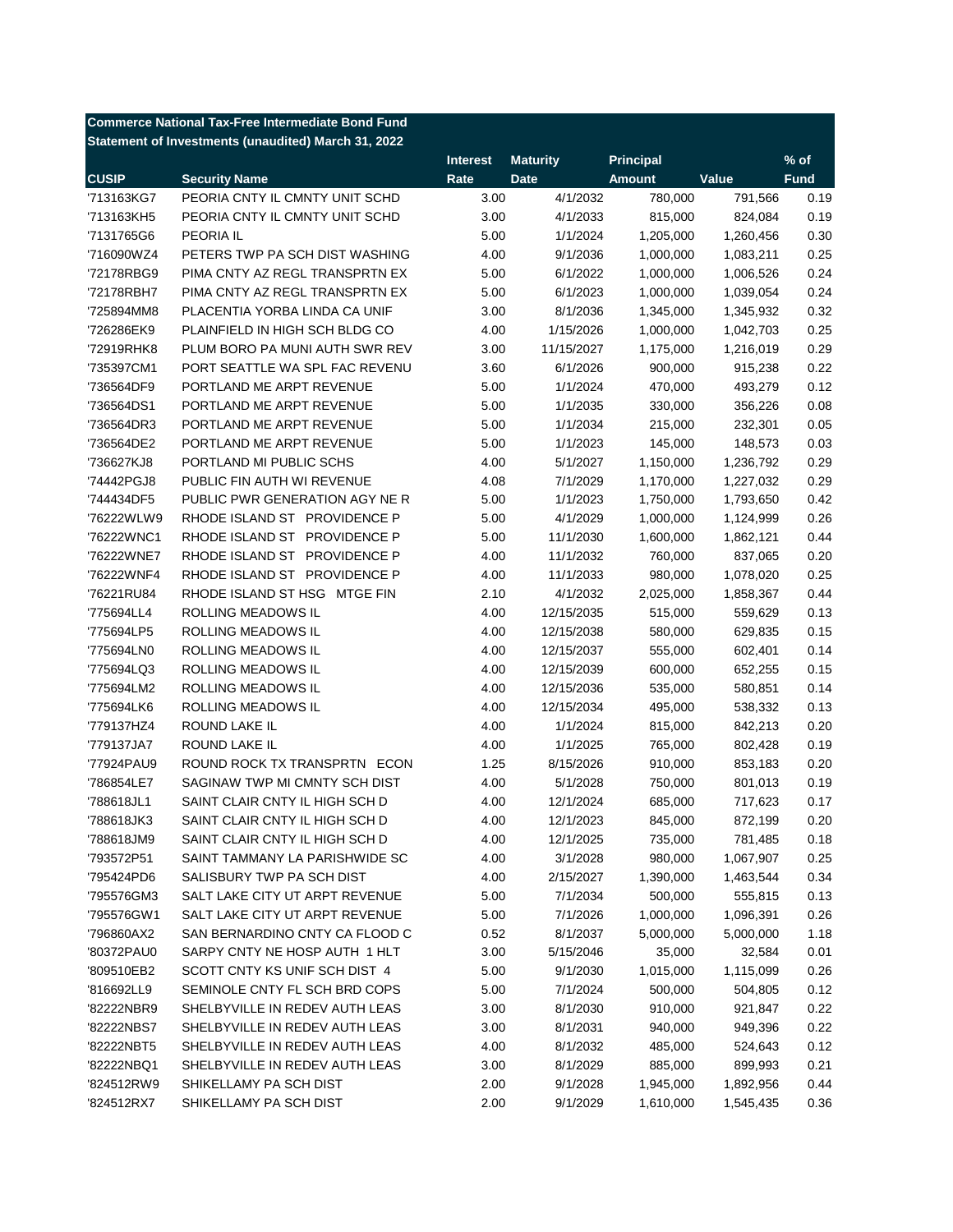**Commerce National Tax-Free Intermediate Bond Fund**
**Statement of Investments (unaudited) March 31, 2022**

| CUSIP | Security Name | Interest Rate | Maturity Date | Principal Amount | Value | % of Fund |
|---|---|---|---|---|---|---|
| '713163KG7 | PEORIA CNTY IL CMNTY UNIT SCHD | 3.00 | 4/1/2032 | 780,000 | 791,566 | 0.19 |
| '713163KH5 | PEORIA CNTY IL CMNTY UNIT SCHD | 3.00 | 4/1/2033 | 815,000 | 824,084 | 0.19 |
| '7131765G6 | PEORIA IL | 5.00 | 1/1/2024 | 1,205,000 | 1,260,456 | 0.30 |
| '716090WZ4 | PETERS TWP PA SCH DIST WASHING | 4.00 | 9/1/2036 | 1,000,000 | 1,083,211 | 0.25 |
| '72178RBG9 | PIMA CNTY AZ REGL TRANSPRTN EX | 5.00 | 6/1/2022 | 1,000,000 | 1,006,526 | 0.24 |
| '72178RBH7 | PIMA CNTY AZ REGL TRANSPRTN EX | 5.00 | 6/1/2023 | 1,000,000 | 1,039,054 | 0.24 |
| '725894MM8 | PLACENTIA YORBA LINDA CA UNIF | 3.00 | 8/1/2036 | 1,345,000 | 1,345,932 | 0.32 |
| '726286EK9 | PLAINFIELD IN HIGH SCH BLDG CO | 4.00 | 1/15/2026 | 1,000,000 | 1,042,703 | 0.25 |
| '72919RHK8 | PLUM BORO PA MUNI AUTH SWR REV | 3.00 | 11/15/2027 | 1,175,000 | 1,216,019 | 0.29 |
| '735397CM1 | PORT SEATTLE WA SPL FAC REVENU | 3.60 | 6/1/2026 | 900,000 | 915,238 | 0.22 |
| '736564DF9 | PORTLAND ME ARPT REVENUE | 5.00 | 1/1/2024 | 470,000 | 493,279 | 0.12 |
| '736564DS1 | PORTLAND ME ARPT REVENUE | 5.00 | 1/1/2035 | 330,000 | 356,226 | 0.08 |
| '736564DR3 | PORTLAND ME ARPT REVENUE | 5.00 | 1/1/2034 | 215,000 | 232,301 | 0.05 |
| '736564DE2 | PORTLAND ME ARPT REVENUE | 5.00 | 1/1/2023 | 145,000 | 148,573 | 0.03 |
| '736627KJ8 | PORTLAND MI PUBLIC SCHS | 4.00 | 5/1/2027 | 1,150,000 | 1,236,792 | 0.29 |
| '74442PGJ8 | PUBLIC FIN AUTH WI REVENUE | 4.08 | 7/1/2029 | 1,170,000 | 1,227,032 | 0.29 |
| '744434DF5 | PUBLIC PWR GENERATION AGY NE R | 5.00 | 1/1/2023 | 1,750,000 | 1,793,650 | 0.42 |
| '76222WLW9 | RHODE ISLAND ST PROVIDENCE P | 5.00 | 4/1/2029 | 1,000,000 | 1,124,999 | 0.26 |
| '76222WNC1 | RHODE ISLAND ST PROVIDENCE P | 5.00 | 11/1/2030 | 1,600,000 | 1,862,121 | 0.44 |
| '76222WNE7 | RHODE ISLAND ST PROVIDENCE P | 4.00 | 11/1/2032 | 760,000 | 837,065 | 0.20 |
| '76222WNF4 | RHODE ISLAND ST PROVIDENCE P | 4.00 | 11/1/2033 | 980,000 | 1,078,020 | 0.25 |
| '76221RU84 | RHODE ISLAND ST HSG MTGE FIN | 2.10 | 4/1/2032 | 2,025,000 | 1,858,367 | 0.44 |
| '775694LL4 | ROLLING MEADOWS IL | 4.00 | 12/15/2035 | 515,000 | 559,629 | 0.13 |
| '775694LP5 | ROLLING MEADOWS IL | 4.00 | 12/15/2038 | 580,000 | 629,835 | 0.15 |
| '775694LN0 | ROLLING MEADOWS IL | 4.00 | 12/15/2037 | 555,000 | 602,401 | 0.14 |
| '775694LQ3 | ROLLING MEADOWS IL | 4.00 | 12/15/2039 | 600,000 | 652,255 | 0.15 |
| '775694LM2 | ROLLING MEADOWS IL | 4.00 | 12/15/2036 | 535,000 | 580,851 | 0.14 |
| '775694LK6 | ROLLING MEADOWS IL | 4.00 | 12/15/2034 | 495,000 | 538,332 | 0.13 |
| '779137HZ4 | ROUND LAKE IL | 4.00 | 1/1/2024 | 815,000 | 842,213 | 0.20 |
| '779137JA7 | ROUND LAKE IL | 4.00 | 1/1/2025 | 765,000 | 802,428 | 0.19 |
| '77924PAU9 | ROUND ROCK TX TRANSPRTN ECON | 1.25 | 8/15/2026 | 910,000 | 853,183 | 0.20 |
| '786854LE7 | SAGINAW TWP MI CMNTY SCH DIST | 4.00 | 5/1/2028 | 750,000 | 801,013 | 0.19 |
| '788618JL1 | SAINT CLAIR CNTY IL HIGH SCH D | 4.00 | 12/1/2024 | 685,000 | 717,623 | 0.17 |
| '788618JK3 | SAINT CLAIR CNTY IL HIGH SCH D | 4.00 | 12/1/2023 | 845,000 | 872,199 | 0.20 |
| '788618JM9 | SAINT CLAIR CNTY IL HIGH SCH D | 4.00 | 12/1/2025 | 735,000 | 781,485 | 0.18 |
| '793572P51 | SAINT TAMMANY LA PARISHWIDE SC | 4.00 | 3/1/2028 | 980,000 | 1,067,907 | 0.25 |
| '795424PD6 | SALISBURY TWP PA SCH DIST | 4.00 | 2/15/2027 | 1,390,000 | 1,463,544 | 0.34 |
| '795576GM3 | SALT LAKE CITY UT ARPT REVENUE | 5.00 | 7/1/2034 | 500,000 | 555,815 | 0.13 |
| '795576GW1 | SALT LAKE CITY UT ARPT REVENUE | 5.00 | 7/1/2026 | 1,000,000 | 1,096,391 | 0.26 |
| '796860AX2 | SAN BERNARDINO CNTY CA FLOOD C | 0.52 | 8/1/2037 | 5,000,000 | 5,000,000 | 1.18 |
| '80372PAU0 | SARPY CNTY NE HOSP AUTH 1 HLT | 3.00 | 5/15/2046 | 35,000 | 32,584 | 0.01 |
| '809510EB2 | SCOTT CNTY KS UNIF SCH DIST 4 | 5.00 | 9/1/2030 | 1,015,000 | 1,115,099 | 0.26 |
| '816692LL9 | SEMINOLE CNTY FL SCH BRD COPS | 5.00 | 7/1/2024 | 500,000 | 504,805 | 0.12 |
| '82222NBR9 | SHELBYVILLE IN REDEV AUTH LEAS | 3.00 | 8/1/2030 | 910,000 | 921,847 | 0.22 |
| '82222NBS7 | SHELBYVILLE IN REDEV AUTH LEAS | 3.00 | 8/1/2031 | 940,000 | 949,396 | 0.22 |
| '82222NBT5 | SHELBYVILLE IN REDEV AUTH LEAS | 4.00 | 8/1/2032 | 485,000 | 524,643 | 0.12 |
| '82222NBQ1 | SHELBYVILLE IN REDEV AUTH LEAS | 3.00 | 8/1/2029 | 885,000 | 899,993 | 0.21 |
| '824512RW9 | SHIKELLAMY PA SCH DIST | 2.00 | 9/1/2028 | 1,945,000 | 1,892,956 | 0.44 |
| '824512RX7 | SHIKELLAMY PA SCH DIST | 2.00 | 9/1/2029 | 1,610,000 | 1,545,435 | 0.36 |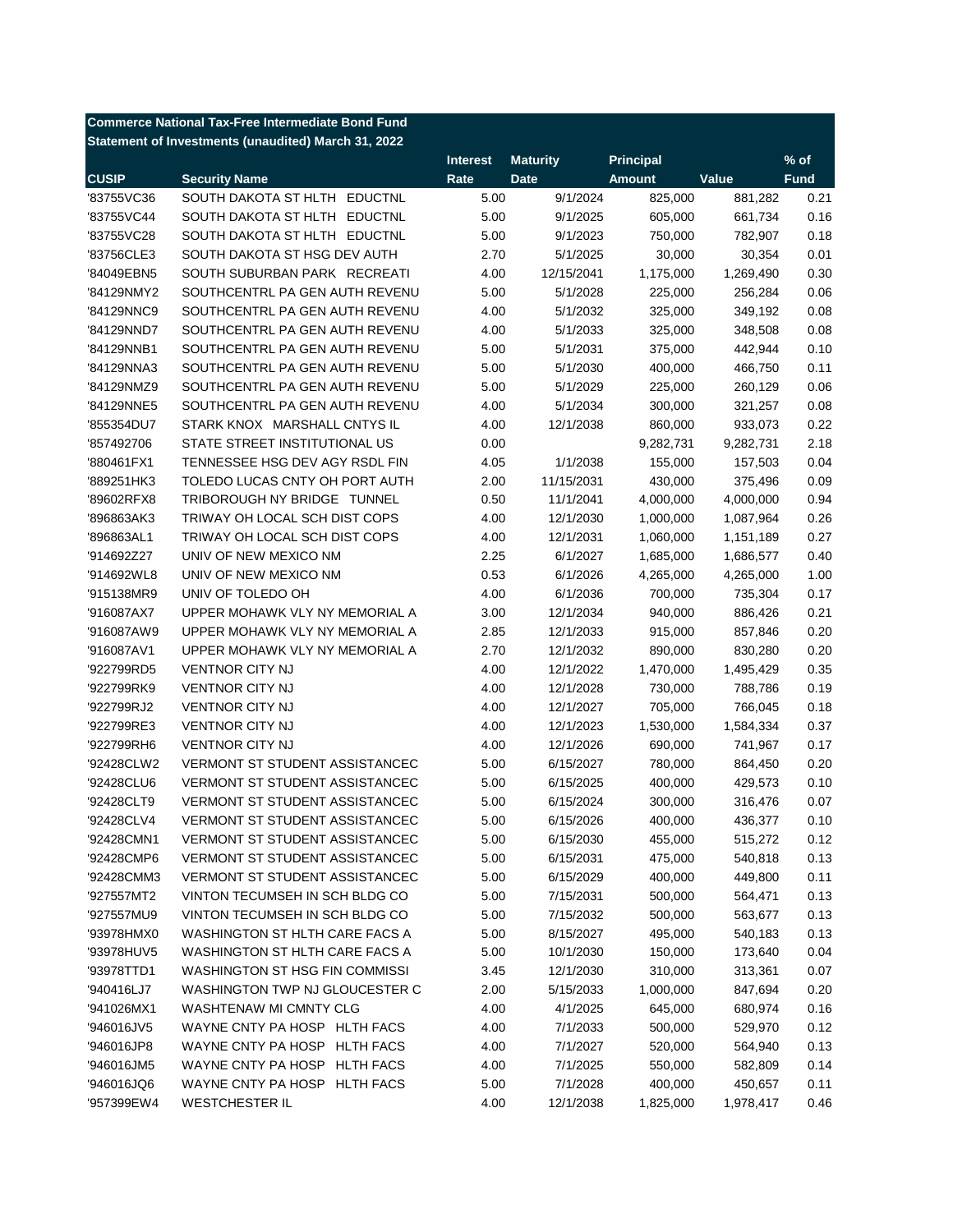**Commerce National Tax-Free Intermediate Bond Fund**
**Statement of Investments (unaudited) March 31, 2022**

| CUSIP | Security Name | Interest Rate | Maturity Date | Principal Amount | Value | % of Fund |
|---|---|---|---|---|---|---|
| '83755VC36 | SOUTH DAKOTA ST HLTH EDUCTNL | 5.00 | 9/1/2024 | 825,000 | 881,282 | 0.21 |
| '83755VC44 | SOUTH DAKOTA ST HLTH EDUCTNL | 5.00 | 9/1/2025 | 605,000 | 661,734 | 0.16 |
| '83755VC28 | SOUTH DAKOTA ST HLTH EDUCTNL | 5.00 | 9/1/2023 | 750,000 | 782,907 | 0.18 |
| '83756CLE3 | SOUTH DAKOTA ST HSG DEV AUTH | 2.70 | 5/1/2025 | 30,000 | 30,354 | 0.01 |
| '84049EBN5 | SOUTH SUBURBAN PARK RECREATI | 4.00 | 12/15/2041 | 1,175,000 | 1,269,490 | 0.30 |
| '84129NMY2 | SOUTHCENTRL PA GEN AUTH REVENU | 5.00 | 5/1/2028 | 225,000 | 256,284 | 0.06 |
| '84129NNC9 | SOUTHCENTRL PA GEN AUTH REVENU | 4.00 | 5/1/2032 | 325,000 | 349,192 | 0.08 |
| '84129NND7 | SOUTHCENTRL PA GEN AUTH REVENU | 4.00 | 5/1/2033 | 325,000 | 348,508 | 0.08 |
| '84129NNB1 | SOUTHCENTRL PA GEN AUTH REVENU | 5.00 | 5/1/2031 | 375,000 | 442,944 | 0.10 |
| '84129NNA3 | SOUTHCENTRL PA GEN AUTH REVENU | 5.00 | 5/1/2030 | 400,000 | 466,750 | 0.11 |
| '84129NMZ9 | SOUTHCENTRL PA GEN AUTH REVENU | 5.00 | 5/1/2029 | 225,000 | 260,129 | 0.06 |
| '84129NNE5 | SOUTHCENTRL PA GEN AUTH REVENU | 4.00 | 5/1/2034 | 300,000 | 321,257 | 0.08 |
| '855354DU7 | STARK KNOX MARSHALL CNTYS IL | 4.00 | 12/1/2038 | 860,000 | 933,073 | 0.22 |
| '857492706 | STATE STREET INSTITUTIONAL US | 0.00 | | 9,282,731 | 9,282,731 | 2.18 |
| '880461FX1 | TENNESSEE HSG DEV AGY RSDL FIN | 4.05 | 1/1/2038 | 155,000 | 157,503 | 0.04 |
| '889251HK3 | TOLEDO LUCAS CNTY OH PORT AUTH | 2.00 | 11/15/2031 | 430,000 | 375,496 | 0.09 |
| '89602RFX8 | TRIBOROUGH NY BRIDGE TUNNEL | 0.50 | 11/1/2041 | 4,000,000 | 4,000,000 | 0.94 |
| '896863AK3 | TRIWAY OH LOCAL SCH DIST COPS | 4.00 | 12/1/2030 | 1,000,000 | 1,087,964 | 0.26 |
| '896863AL1 | TRIWAY OH LOCAL SCH DIST COPS | 4.00 | 12/1/2031 | 1,060,000 | 1,151,189 | 0.27 |
| '914692Z27 | UNIV OF NEW MEXICO NM | 2.25 | 6/1/2027 | 1,685,000 | 1,686,577 | 0.40 |
| '914692WL8 | UNIV OF NEW MEXICO NM | 0.53 | 6/1/2026 | 4,265,000 | 4,265,000 | 1.00 |
| '915138MR9 | UNIV OF TOLEDO OH | 4.00 | 6/1/2036 | 700,000 | 735,304 | 0.17 |
| '916087AX7 | UPPER MOHAWK VLY NY MEMORIAL A | 3.00 | 12/1/2034 | 940,000 | 886,426 | 0.21 |
| '916087AW9 | UPPER MOHAWK VLY NY MEMORIAL A | 2.85 | 12/1/2033 | 915,000 | 857,846 | 0.20 |
| '916087AV1 | UPPER MOHAWK VLY NY MEMORIAL A | 2.70 | 12/1/2032 | 890,000 | 830,280 | 0.20 |
| '922799RD5 | VENTNOR CITY NJ | 4.00 | 12/1/2022 | 1,470,000 | 1,495,429 | 0.35 |
| '922799RK9 | VENTNOR CITY NJ | 4.00 | 12/1/2028 | 730,000 | 788,786 | 0.19 |
| '922799RJ2 | VENTNOR CITY NJ | 4.00 | 12/1/2027 | 705,000 | 766,045 | 0.18 |
| '922799RE3 | VENTNOR CITY NJ | 4.00 | 12/1/2023 | 1,530,000 | 1,584,334 | 0.37 |
| '922799RH6 | VENTNOR CITY NJ | 4.00 | 12/1/2026 | 690,000 | 741,967 | 0.17 |
| '92428CLW2 | VERMONT ST STUDENT ASSISTANCEC | 5.00 | 6/15/2027 | 780,000 | 864,450 | 0.20 |
| '92428CLU6 | VERMONT ST STUDENT ASSISTANCEC | 5.00 | 6/15/2025 | 400,000 | 429,573 | 0.10 |
| '92428CLT9 | VERMONT ST STUDENT ASSISTANCEC | 5.00 | 6/15/2024 | 300,000 | 316,476 | 0.07 |
| '92428CLV4 | VERMONT ST STUDENT ASSISTANCEC | 5.00 | 6/15/2026 | 400,000 | 436,377 | 0.10 |
| '92428CMN1 | VERMONT ST STUDENT ASSISTANCEC | 5.00 | 6/15/2030 | 455,000 | 515,272 | 0.12 |
| '92428CMP6 | VERMONT ST STUDENT ASSISTANCEC | 5.00 | 6/15/2031 | 475,000 | 540,818 | 0.13 |
| '92428CMM3 | VERMONT ST STUDENT ASSISTANCEC | 5.00 | 6/15/2029 | 400,000 | 449,800 | 0.11 |
| '927557MT2 | VINTON TECUMSEH IN SCH BLDG CO | 5.00 | 7/15/2031 | 500,000 | 564,471 | 0.13 |
| '927557MU9 | VINTON TECUMSEH IN SCH BLDG CO | 5.00 | 7/15/2032 | 500,000 | 563,677 | 0.13 |
| '93978HMX0 | WASHINGTON ST HLTH CARE FACS A | 5.00 | 8/15/2027 | 495,000 | 540,183 | 0.13 |
| '93978HUV5 | WASHINGTON ST HLTH CARE FACS A | 5.00 | 10/1/2030 | 150,000 | 173,640 | 0.04 |
| '93978TTD1 | WASHINGTON ST HSG FIN COMMISSI | 3.45 | 12/1/2030 | 310,000 | 313,361 | 0.07 |
| '940416LJ7 | WASHINGTON TWP NJ GLOUCESTER C | 2.00 | 5/15/2033 | 1,000,000 | 847,694 | 0.20 |
| '941026MX1 | WASHTENAW MI CMNTY CLG | 4.00 | 4/1/2025 | 645,000 | 680,974 | 0.16 |
| '946016JV5 | WAYNE CNTY PA HOSP HLTH FACS | 4.00 | 7/1/2033 | 500,000 | 529,970 | 0.12 |
| '946016JP8 | WAYNE CNTY PA HOSP HLTH FACS | 4.00 | 7/1/2027 | 520,000 | 564,940 | 0.13 |
| '946016JM5 | WAYNE CNTY PA HOSP HLTH FACS | 4.00 | 7/1/2025 | 550,000 | 582,809 | 0.14 |
| '946016JQ6 | WAYNE CNTY PA HOSP HLTH FACS | 5.00 | 7/1/2028 | 400,000 | 450,657 | 0.11 |
| '957399EW4 | WESTCHESTER IL | 4.00 | 12/1/2038 | 1,825,000 | 1,978,417 | 0.46 |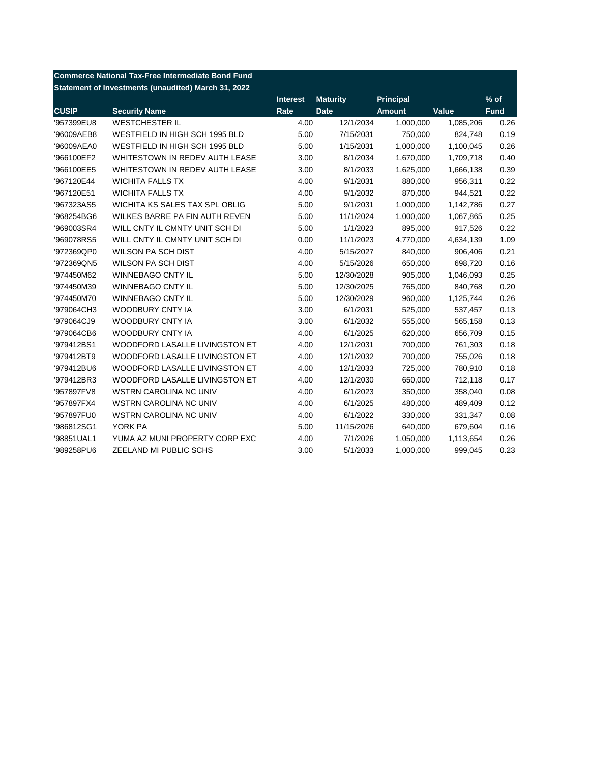**Commerce National Tax-Free Intermediate Bond Fund**
**Statement of Investments (unaudited) March 31, 2022**

| CUSIP | Security Name | Interest Rate | Maturity Date | Principal Amount | Value | % of Fund |
|---|---|---|---|---|---|---|
| '957399EU8 | WESTCHESTER IL | 4.00 | 12/1/2034 | 1,000,000 | 1,085,206 | 0.26 |
| '96009AEB8 | WESTFIELD IN HIGH SCH 1995 BLD | 5.00 | 7/15/2031 | 750,000 | 824,748 | 0.19 |
| '96009AEA0 | WESTFIELD IN HIGH SCH 1995 BLD | 5.00 | 1/15/2031 | 1,000,000 | 1,100,045 | 0.26 |
| '966100EF2 | WHITESTOWN IN REDEV AUTH LEASE | 3.00 | 8/1/2034 | 1,670,000 | 1,709,718 | 0.40 |
| '966100EE5 | WHITESTOWN IN REDEV AUTH LEASE | 3.00 | 8/1/2033 | 1,625,000 | 1,666,138 | 0.39 |
| '967120E44 | WICHITA FALLS TX | 4.00 | 9/1/2031 | 880,000 | 956,311 | 0.22 |
| '967120E51 | WICHITA FALLS TX | 4.00 | 9/1/2032 | 870,000 | 944,521 | 0.22 |
| '967323AS5 | WICHITA KS SALES TAX SPL OBLIG | 5.00 | 9/1/2031 | 1,000,000 | 1,142,786 | 0.27 |
| '968254BG6 | WILKES BARRE PA FIN AUTH REVEN | 5.00 | 11/1/2024 | 1,000,000 | 1,067,865 | 0.25 |
| '969003SR4 | WILL CNTY IL CMNTY UNIT SCH DI | 5.00 | 1/1/2023 | 895,000 | 917,526 | 0.22 |
| '969078RS5 | WILL CNTY IL CMNTY UNIT SCH DI | 0.00 | 11/1/2023 | 4,770,000 | 4,634,139 | 1.09 |
| '972369QP0 | WILSON PA SCH DIST | 4.00 | 5/15/2027 | 840,000 | 906,406 | 0.21 |
| '972369QN5 | WILSON PA SCH DIST | 4.00 | 5/15/2026 | 650,000 | 698,720 | 0.16 |
| '974450M62 | WINNEBAGO CNTY IL | 5.00 | 12/30/2028 | 905,000 | 1,046,093 | 0.25 |
| '974450M39 | WINNEBAGO CNTY IL | 5.00 | 12/30/2025 | 765,000 | 840,768 | 0.20 |
| '974450M70 | WINNEBAGO CNTY IL | 5.00 | 12/30/2029 | 960,000 | 1,125,744 | 0.26 |
| '979064CH3 | WOODBURY CNTY IA | 3.00 | 6/1/2031 | 525,000 | 537,457 | 0.13 |
| '979064CJ9 | WOODBURY CNTY IA | 3.00 | 6/1/2032 | 555,000 | 565,158 | 0.13 |
| '979064CB6 | WOODBURY CNTY IA | 4.00 | 6/1/2025 | 620,000 | 656,709 | 0.15 |
| '979412BS1 | WOODFORD LASALLE LIVINGSTON ET | 4.00 | 12/1/2031 | 700,000 | 761,303 | 0.18 |
| '979412BT9 | WOODFORD LASALLE LIVINGSTON ET | 4.00 | 12/1/2032 | 700,000 | 755,026 | 0.18 |
| '979412BU6 | WOODFORD LASALLE LIVINGSTON ET | 4.00 | 12/1/2033 | 725,000 | 780,910 | 0.18 |
| '979412BR3 | WOODFORD LASALLE LIVINGSTON ET | 4.00 | 12/1/2030 | 650,000 | 712,118 | 0.17 |
| '957897FV8 | WSTRN CAROLINA NC UNIV | 4.00 | 6/1/2023 | 350,000 | 358,040 | 0.08 |
| '957897FX4 | WSTRN CAROLINA NC UNIV | 4.00 | 6/1/2025 | 480,000 | 489,409 | 0.12 |
| '957897FU0 | WSTRN CAROLINA NC UNIV | 4.00 | 6/1/2022 | 330,000 | 331,347 | 0.08 |
| '986812SG1 | YORK PA | 5.00 | 11/15/2026 | 640,000 | 679,604 | 0.16 |
| '98851UAL1 | YUMA AZ MUNI PROPERTY CORP EXC | 4.00 | 7/1/2026 | 1,050,000 | 1,113,654 | 0.26 |
| '989258PU6 | ZEELAND MI PUBLIC SCHS | 3.00 | 5/1/2033 | 1,000,000 | 999,045 | 0.23 |